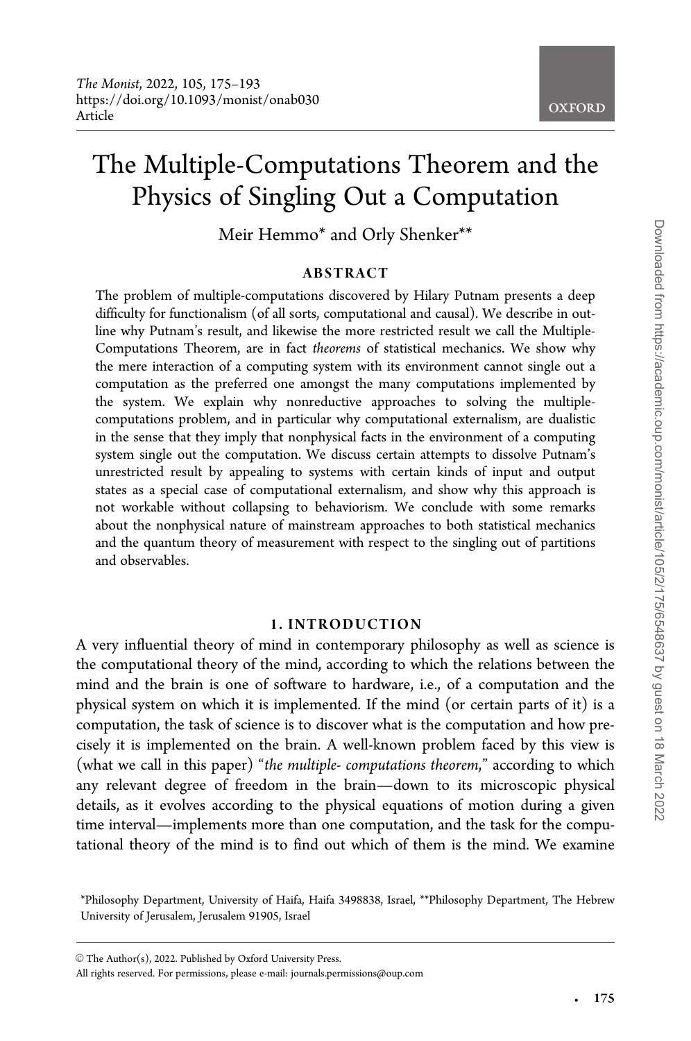# The Multiple-Computations Theorem and the Physics of Singling Out a Computation

Meir Hemmo* and Orly Shenker**

## ABSTRACT

The problem of multiple-computations discovered by Hilary Putnam presents a deep difficulty for functionalism (of all sorts, computational and causal). We describe in outline why Putnam's result, and likewise the more restricted result we call the Multiple-Computations Theorem, are in fact *theorems* of statistical mechanics. We show why the mere interaction of a computing system with its environment cannot single out a computation as the preferred one amongst the many computations implemented by the system. We explain why nonreductive approaches to solving the multiple-computations problem, and in particular why computational externalism, are dualistic in the sense that they imply that nonphysical facts in the environment of a computing system single out the computation. We discuss certain attempts to dissolve Putnam's unrestricted result by appealing to systems with certain kinds of input and output states as a special case of computational externalism, and show why this approach is not workable without collapsing to behaviorism. We conclude with some remarks about the nonphysical nature of mainstream approaches to both statistical mechanics and the quantum theory of measurement with respect to the singling out of partitions and observables.

## 1. INTRODUCTION

A very influential theory of mind in contemporary philosophy as well as science is the computational theory of the mind, according to which the relations between the mind and the brain is one of software to hardware, i.e., of a computation and the physical system on which it is implemented. If the mind (or certain parts of it) is a computation, the task of science is to discover what is the computation and how precisely it is implemented on the brain. A well-known problem faced by this view is (what we call in this paper) "*the multiple- computations theorem*," according to which any relevant degree of freedom in the brain—down to its microscopic physical details, as it evolves according to the physical equations of motion during a given time interval—implements more than one computation, and the task for the computational theory of the mind is to find out which of them is the mind. We examine

*Philosophy Department, University of Haifa, Haifa 3498838, Israel, **Philosophy Department, The Hebrew University of Jerusalem, Jerusalem 91905, Israel

© The Author(s), 2022. Published by Oxford University Press.
All rights reserved. For permissions, please e-mail: journals.permissions@oup.com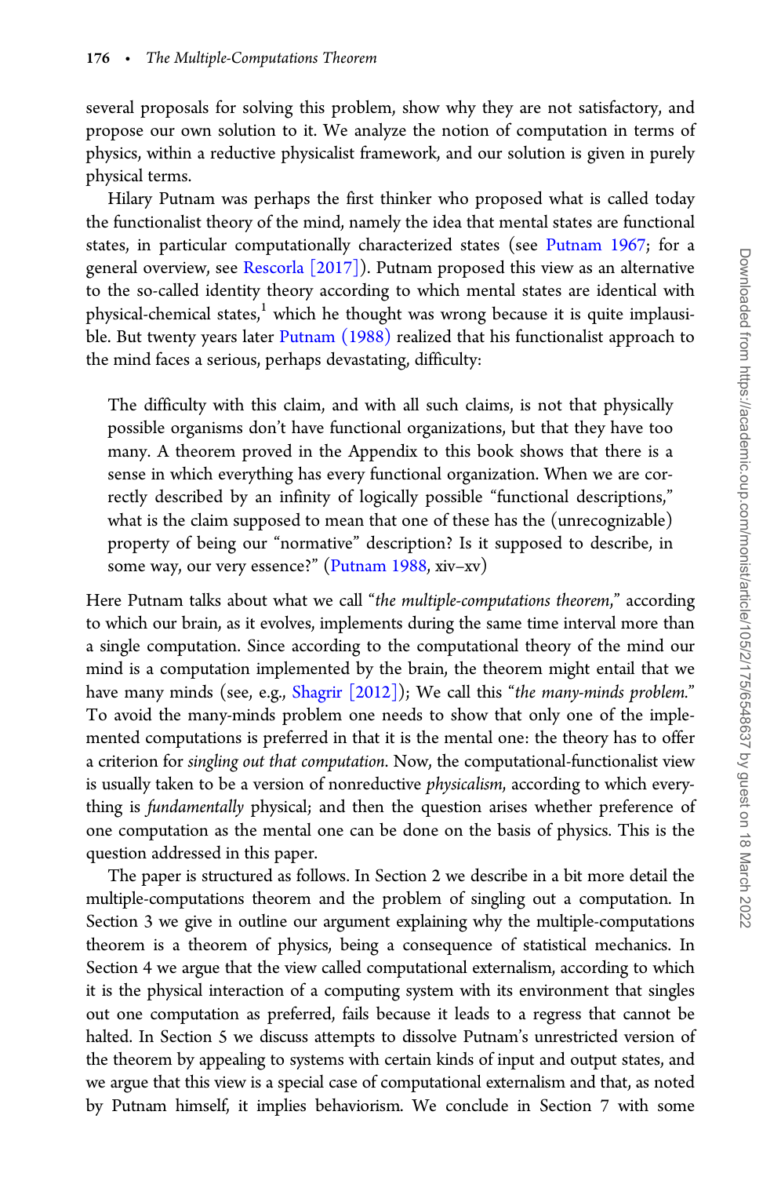several proposals for solving this problem, show why they are not satisfactory, and propose our own solution to it. We analyze the notion of computation in terms of physics, within a reductive physicalist framework, and our solution is given in purely physical terms.

Hilary Putnam was perhaps the first thinker who proposed what is called today the functionalist theory of the mind, namely the idea that mental states are functional states, in particular computationally characterized states (see Putnam 1967; for a general overview, see Rescorla [2017]). Putnam proposed this view as an alternative to the so-called identity theory according to which mental states are identical with physical-chemical states,[1] which he thought was wrong because it is quite implausible. But twenty years later Putnam (1988) realized that his functionalist approach to the mind faces a serious, perhaps devastating, difficulty:

> The difficulty with this claim, and with all such claims, is not that physically possible organisms don't have functional organizations, but that they have too many. A theorem proved in the Appendix to this book shows that there is a sense in which everything has every functional organization. When we are correctly described by an infinity of logically possible "functional descriptions," what is the claim supposed to mean that one of these has the (unrecognizable) property of being our "normative" description? Is it supposed to describe, in some way, our very essence?" (Putnam 1988, xiv–xv)

Here Putnam talks about what we call "*the multiple-computations theorem*," according to which our brain, as it evolves, implements during the same time interval more than a single computation. Since according to the computational theory of the mind our mind is a computation implemented by the brain, the theorem might entail that we have many minds (see, e.g., Shagrir [2012]); We call this "*the many-minds problem*." To avoid the many-minds problem one needs to show that only one of the implemented computations is preferred in that it is the mental one: the theory has to offer a criterion for *singling out that computation*. Now, the computational-functionalist view is usually taken to be a version of nonreductive *physicalism*, according to which everything is *fundamentally* physical; and then the question arises whether preference of one computation as the mental one can be done on the basis of physics. This is the question addressed in this paper.

The paper is structured as follows. In Section 2 we describe in a bit more detail the multiple-computations theorem and the problem of singling out a computation. In Section 3 we give in outline our argument explaining why the multiple-computations theorem is a theorem of physics, being a consequence of statistical mechanics. In Section 4 we argue that the view called computational externalism, according to which it is the physical interaction of a computing system with its environment that singles out one computation as preferred, fails because it leads to a regress that cannot be halted. In Section 5 we discuss attempts to dissolve Putnam's unrestricted version of the theorem by appealing to systems with certain kinds of input and output states, and we argue that this view is a special case of computational externalism and that, as noted by Putnam himself, it implies behaviorism. We conclude in Section 7 with some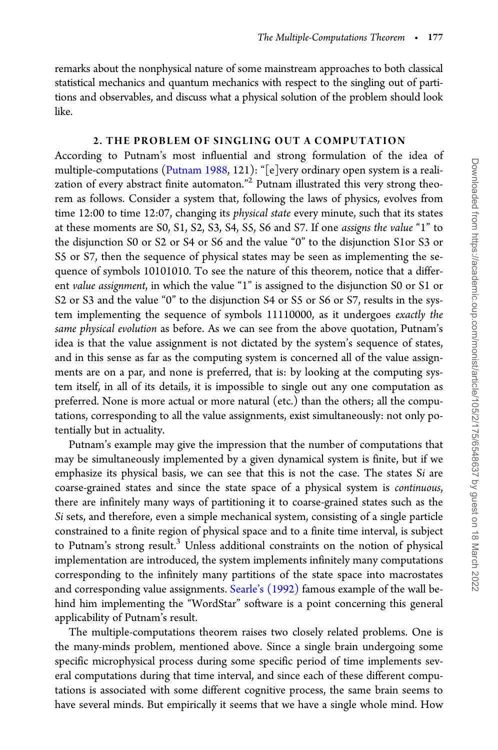remarks about the nonphysical nature of some mainstream approaches to both classical statistical mechanics and quantum mechanics with respect to the singling out of partitions and observables, and discuss what a physical solution of the problem should look like.

## 2. THE PROBLEM OF SINGLING OUT A COMPUTATION

According to Putnam's most influential and strong formulation of the idea of multiple-computations (Putnam 1988, 121): "[e]very ordinary open system is a realization of every abstract finite automaton."[2] Putnam illustrated this very strong theorem as follows. Consider a system that, following the laws of physics, evolves from time 12:00 to time 12:07, changing its *physical state* every minute, such that its states at these moments are S0, S1, S2, S3, S4, S5, S6 and S7. If one *assigns the value* "1" to the disjunction S0 or S2 or S4 or S6 and the value "0" to the disjunction S1or S3 or S5 or S7, then the sequence of physical states may be seen as implementing the sequence of symbols 10101010. To see the nature of this theorem, notice that a different *value assignment*, in which the value "1" is assigned to the disjunction S0 or S1 or S2 or S3 and the value "0" to the disjunction S4 or S5 or S6 or S7, results in the system implementing the sequence of symbols 11110000, as it undergoes *exactly the same physical evolution* as before. As we can see from the above quotation, Putnam's idea is that the value assignment is not dictated by the system's sequence of states, and in this sense as far as the computing system is concerned all of the value assignments are on a par, and none is preferred, that is: by looking at the computing system itself, in all of its details, it is impossible to single out any one computation as preferred. None is more actual or more natural (etc.) than the others; all the computations, corresponding to all the value assignments, exist simultaneously: not only potentially but in actuality.

Putnam's example may give the impression that the number of computations that may be simultaneously implemented by a given dynamical system is finite, but if we emphasize its physical basis, we can see that this is not the case. The states S*i* are coarse-grained states and since the state space of a physical system is *continuous*, there are infinitely many ways of partitioning it to coarse-grained states such as the S*i* sets, and therefore, even a simple mechanical system, consisting of a single particle constrained to a finite region of physical space and to a finite time interval, is subject to Putnam's strong result.[3] Unless additional constraints on the notion of physical implementation are introduced, the system implements infinitely many computations corresponding to the infinitely many partitions of the state space into macrostates and corresponding value assignments. Searle's (1992) famous example of the wall behind him implementing the "WordStar" software is a point concerning this general applicability of Putnam's result.

The multiple-computations theorem raises two closely related problems. One is the many-minds problem, mentioned above. Since a single brain undergoing some specific microphysical process during some specific period of time implements several computations during that time interval, and since each of these different computations is associated with some different cognitive process, the same brain seems to have several minds. But empirically it seems that we have a single whole mind. How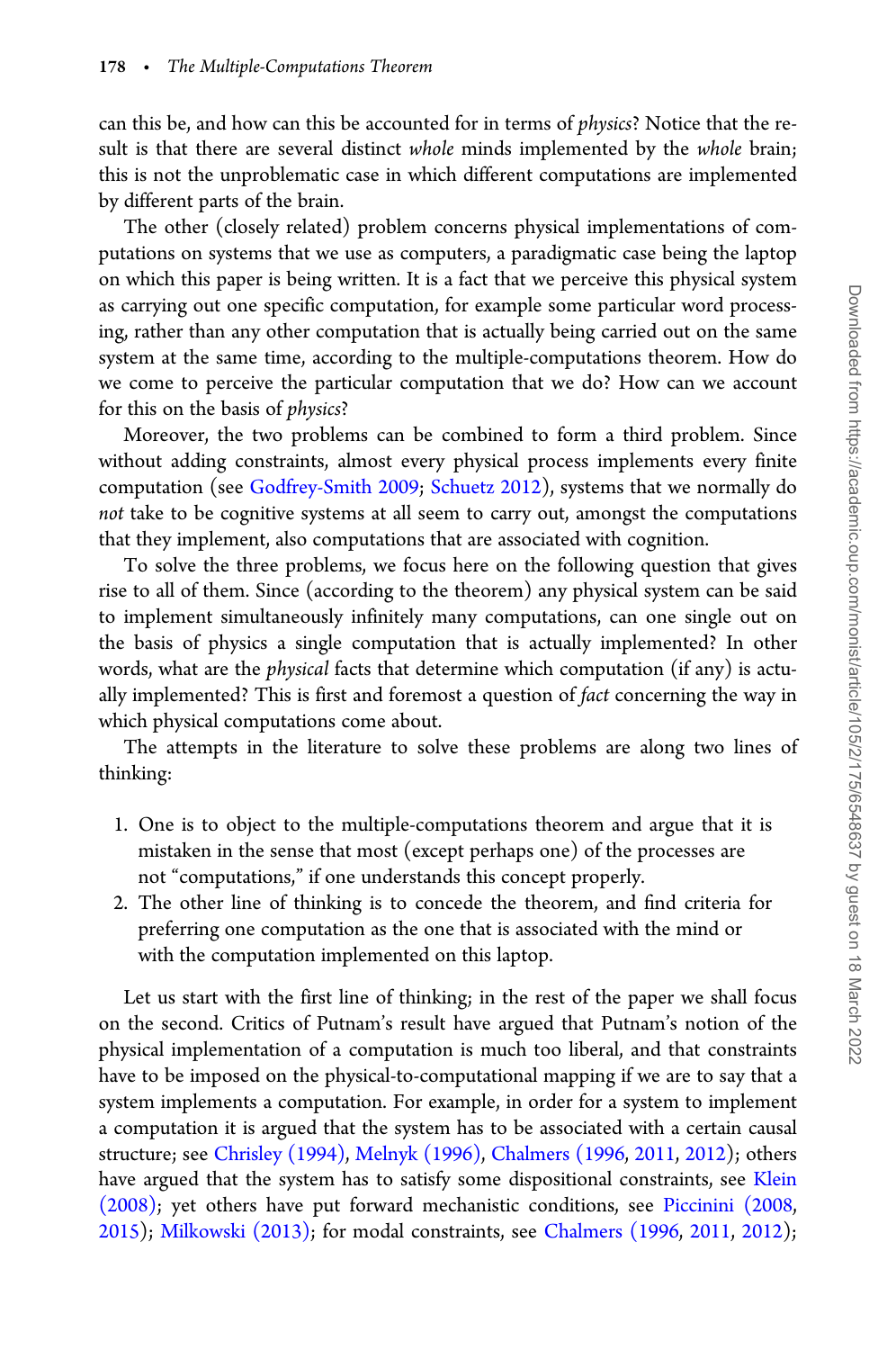can this be, and how can this be accounted for in terms of *physics*? Notice that the result is that there are several distinct *whole* minds implemented by the *whole* brain; this is not the unproblematic case in which different computations are implemented by different parts of the brain.

The other (closely related) problem concerns physical implementations of computations on systems that we use as computers, a paradigmatic case being the laptop on which this paper is being written. It is a fact that we perceive this physical system as carrying out one specific computation, for example some particular word processing, rather than any other computation that is actually being carried out on the same system at the same time, according to the multiple-computations theorem. How do we come to perceive the particular computation that we do? How can we account for this on the basis of *physics*?

Moreover, the two problems can be combined to form a third problem. Since without adding constraints, almost every physical process implements every finite computation (see Godfrey-Smith 2009; Schuetz 2012), systems that we normally do *not* take to be cognitive systems at all seem to carry out, amongst the computations that they implement, also computations that are associated with cognition.

To solve the three problems, we focus here on the following question that gives rise to all of them. Since (according to the theorem) any physical system can be said to implement simultaneously infinitely many computations, can one single out on the basis of physics a single computation that is actually implemented? In other words, what are the *physical* facts that determine which computation (if any) is actually implemented? This is first and foremost a question of *fact* concerning the way in which physical computations come about.

The attempts in the literature to solve these problems are along two lines of thinking:

1. One is to object to the multiple-computations theorem and argue that it is mistaken in the sense that most (except perhaps one) of the processes are not "computations," if one understands this concept properly.
2. The other line of thinking is to concede the theorem, and find criteria for preferring one computation as the one that is associated with the mind or with the computation implemented on this laptop.

Let us start with the first line of thinking; in the rest of the paper we shall focus on the second. Critics of Putnam's result have argued that Putnam's notion of the physical implementation of a computation is much too liberal, and that constraints have to be imposed on the physical-to-computational mapping if we are to say that a system implements a computation. For example, in order for a system to implement a computation it is argued that the system has to be associated with a certain causal structure; see Chrisley (1994), Melnyk (1996), Chalmers (1996, 2011, 2012); others have argued that the system has to satisfy some dispositional constraints, see Klein (2008); yet others have put forward mechanistic conditions, see Piccinini (2008, 2015); Milkowski (2013); for modal constraints, see Chalmers (1996, 2011, 2012);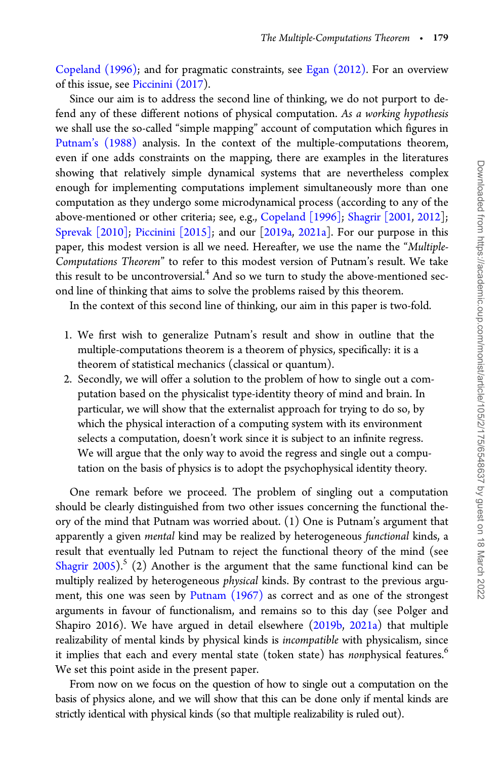Copeland (1996); and for pragmatic constraints, see Egan (2012). For an overview of this issue, see Piccinini (2017).

Since our aim is to address the second line of thinking, we do not purport to defend any of these different notions of physical computation. *As a working hypothesis* we shall use the so-called "simple mapping" account of computation which figures in Putnam's (1988) analysis. In the context of the multiple-computations theorem, even if one adds constraints on the mapping, there are examples in the literatures showing that relatively simple dynamical systems that are nevertheless complex enough for implementing computations implement simultaneously more than one computation as they undergo some microdynamical process (according to any of the above-mentioned or other criteria; see, e.g., Copeland [1996]; Shagrir [2001, 2012]; Sprevak [2010]; Piccinini [2015]; and our [2019a, 2021a]. For our purpose in this paper, this modest version is all we need. Hereafter, we use the name the "*Multiple-Computations Theorem*" to refer to this modest version of Putnam's result. We take this result to be uncontroversial.[4] And so we turn to study the above-mentioned second line of thinking that aims to solve the problems raised by this theorem.

In the context of this second line of thinking, our aim in this paper is two-fold.

1. We first wish to generalize Putnam's result and show in outline that the multiple-computations theorem is a theorem of physics, specifically: it is a theorem of statistical mechanics (classical or quantum).
2. Secondly, we will offer a solution to the problem of how to single out a computation based on the physicalist type-identity theory of mind and brain. In particular, we will show that the externalist approach for trying to do so, by which the physical interaction of a computing system with its environment selects a computation, doesn't work since it is subject to an infinite regress. We will argue that the only way to avoid the regress and single out a computation on the basis of physics is to adopt the psychophysical identity theory.

One remark before we proceed. The problem of singling out a computation should be clearly distinguished from two other issues concerning the functional theory of the mind that Putnam was worried about. (1) One is Putnam's argument that apparently a given *mental* kind may be realized by heterogeneous *functional* kinds, a result that eventually led Putnam to reject the functional theory of the mind (see Shagrir 2005).[5] (2) Another is the argument that the same functional kind can be multiply realized by heterogeneous *physical* kinds. By contrast to the previous argument, this one was seen by Putnam (1967) as correct and as one of the strongest arguments in favour of functionalism, and remains so to this day (see Polger and Shapiro 2016). We have argued in detail elsewhere (2019b, 2021a) that multiple realizability of mental kinds by physical kinds is *incompatible* with physicalism, since it implies that each and every mental state (token state) has *non*physical features.[6] We set this point aside in the present paper.

From now on we focus on the question of how to single out a computation on the basis of physics alone, and we will show that this can be done only if mental kinds are strictly identical with physical kinds (so that multiple realizability is ruled out).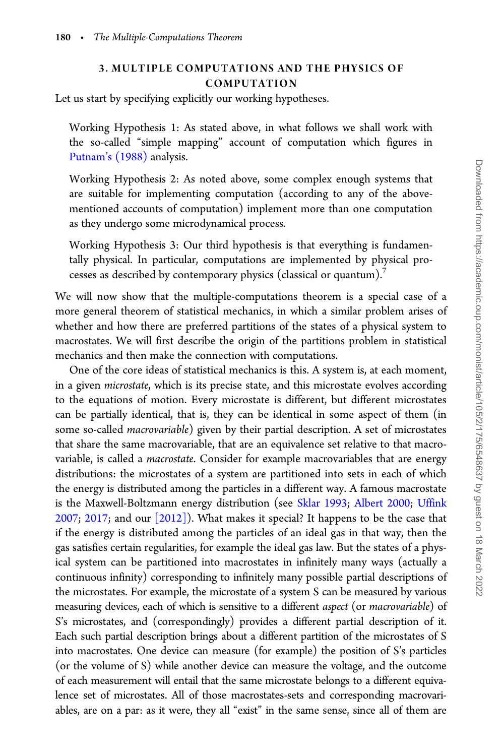### 3. MULTIPLE COMPUTATIONS AND THE PHYSICS OF COMPUTATION

Let us start by specifying explicitly our working hypotheses.

> Working Hypothesis 1: As stated above, in what follows we shall work with the so-called "simple mapping" account of computation which figures in Putnam's (1988) analysis.
>
> Working Hypothesis 2: As noted above, some complex enough systems that are suitable for implementing computation (according to any of the above-mentioned accounts of computation) implement more than one computation as they undergo some microdynamical process.
>
> Working Hypothesis 3: Our third hypothesis is that everything is fundamentally physical. In particular, computations are implemented by physical processes as described by contemporary physics (classical or quantum).[7]

We will now show that the multiple-computations theorem is a special case of a more general theorem of statistical mechanics, in which a similar problem arises of whether and how there are preferred partitions of the states of a physical system to macrostates. We will first describe the origin of the partitions problem in statistical mechanics and then make the connection with computations.

One of the core ideas of statistical mechanics is this. A system is, at each moment, in a given *microstate*, which is its precise state, and this microstate evolves according to the equations of motion. Every microstate is different, but different microstates can be partially identical, that is, they can be identical in some aspect of them (in some so-called *macrovariable*) given by their partial description. A set of microstates that share the same macrovariable, that are an equivalence set relative to that macrovariable, is called a *macrostate*. Consider for example macrovariables that are energy distributions: the microstates of a system are partitioned into sets in each of which the energy is distributed among the particles in a different way. A famous macrostate is the Maxwell-Boltzmann energy distribution (see Sklar 1993; Albert 2000; Uffink 2007; 2017; and our [2012]). What makes it special? It happens to be the case that if the energy is distributed among the particles of an ideal gas in that way, then the gas satisfies certain regularities, for example the ideal gas law. But the states of a physical system can be partitioned into macrostates in infinitely many ways (actually a continuous infinity) corresponding to infinitely many possible partial descriptions of the microstates. For example, the microstate of a system S can be measured by various measuring devices, each of which is sensitive to a different *aspect* (or *macrovariable*) of S's microstates, and (correspondingly) provides a different partial description of it. Each such partial description brings about a different partition of the microstates of S into macrostates. One device can measure (for example) the position of S's particles (or the volume of S) while another device can measure the voltage, and the outcome of each measurement will entail that the same microstate belongs to a different equivalence set of microstates. All of those macrostates-sets and corresponding macrovariables, are on a par: as it were, they all "exist" in the same sense, since all of them are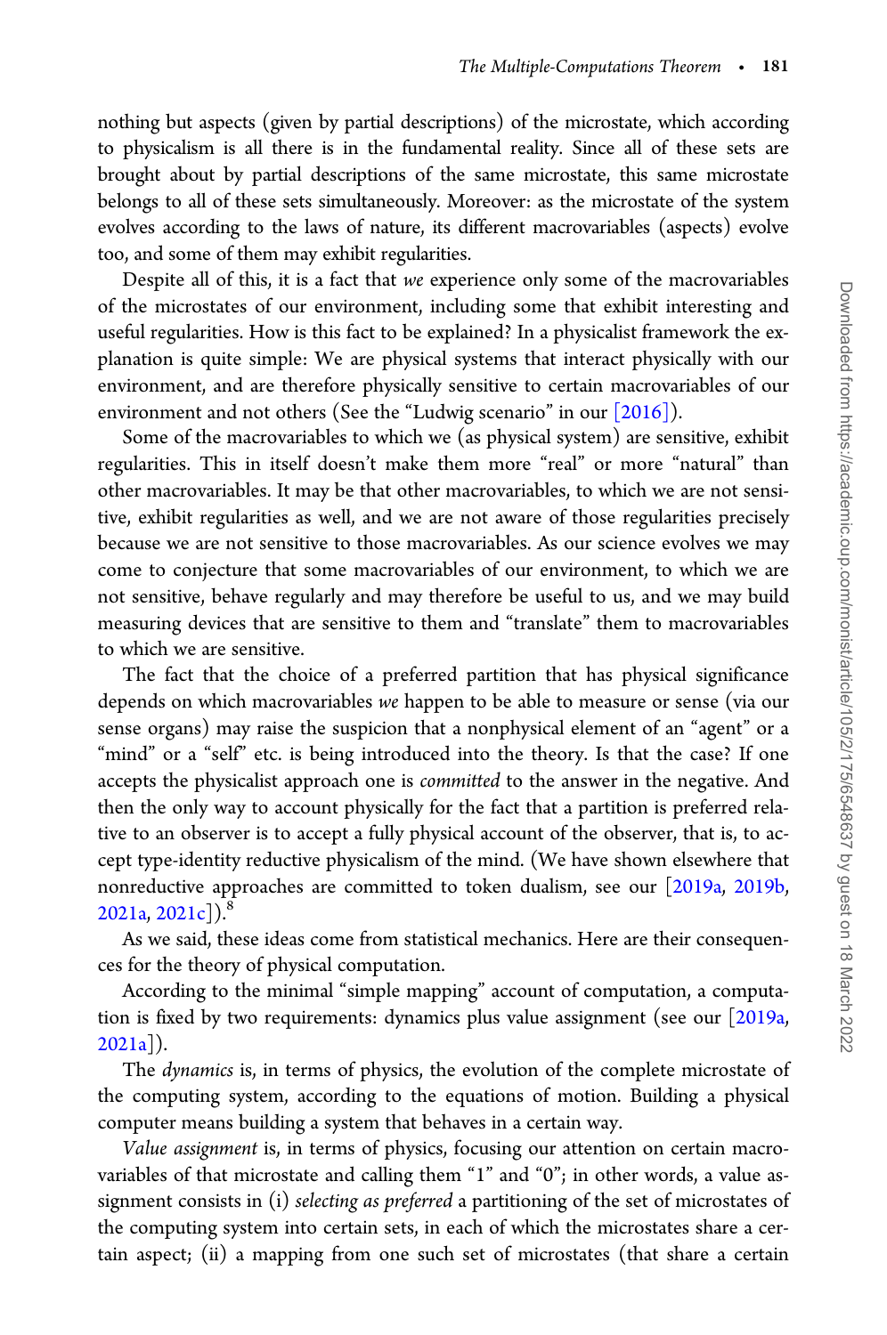nothing but aspects (given by partial descriptions) of the microstate, which according to physicalism is all there is in the fundamental reality. Since all of these sets are brought about by partial descriptions of the same microstate, this same microstate belongs to all of these sets simultaneously. Moreover: as the microstate of the system evolves according to the laws of nature, its different macrovariables (aspects) evolve too, and some of them may exhibit regularities.

Despite all of this, it is a fact that *we* experience only some of the macrovariables of the microstates of our environment, including some that exhibit interesting and useful regularities. How is this fact to be explained? In a physicalist framework the explanation is quite simple: We are physical systems that interact physically with our environment, and are therefore physically sensitive to certain macrovariables of our environment and not others (See the "Ludwig scenario" in our [2016]).

Some of the macrovariables to which we (as physical system) are sensitive, exhibit regularities. This in itself doesn't make them more "real" or more "natural" than other macrovariables. It may be that other macrovariables, to which we are not sensitive, exhibit regularities as well, and we are not aware of those regularities precisely because we are not sensitive to those macrovariables. As our science evolves we may come to conjecture that some macrovariables of our environment, to which we are not sensitive, behave regularly and may therefore be useful to us, and we may build measuring devices that are sensitive to them and "translate" them to macrovariables to which we are sensitive.

The fact that the choice of a preferred partition that has physical significance depends on which macrovariables *we* happen to be able to measure or sense (via our sense organs) may raise the suspicion that a nonphysical element of an "agent" or a "mind" or a "self" etc. is being introduced into the theory. Is that the case? If one accepts the physicalist approach one is *committed* to the answer in the negative. And then the only way to account physically for the fact that a partition is preferred relative to an observer is to accept a fully physical account of the observer, that is, to accept type-identity reductive physicalism of the mind. (We have shown elsewhere that nonreductive approaches are committed to token dualism, see our [2019a, 2019b, 2021a, 2021c]).[8]

As we said, these ideas come from statistical mechanics. Here are their consequences for the theory of physical computation.

According to the minimal "simple mapping" account of computation, a computation is fixed by two requirements: dynamics plus value assignment (see our [2019a, 2021a]).

The *dynamics* is, in terms of physics, the evolution of the complete microstate of the computing system, according to the equations of motion. Building a physical computer means building a system that behaves in a certain way.

*Value assignment* is, in terms of physics, focusing our attention on certain macrovariables of that microstate and calling them "1" and "0"; in other words, a value assignment consists in (i) *selecting as preferred* a partitioning of the set of microstates of the computing system into certain sets, in each of which the microstates share a certain aspect; (ii) a mapping from one such set of microstates (that share a certain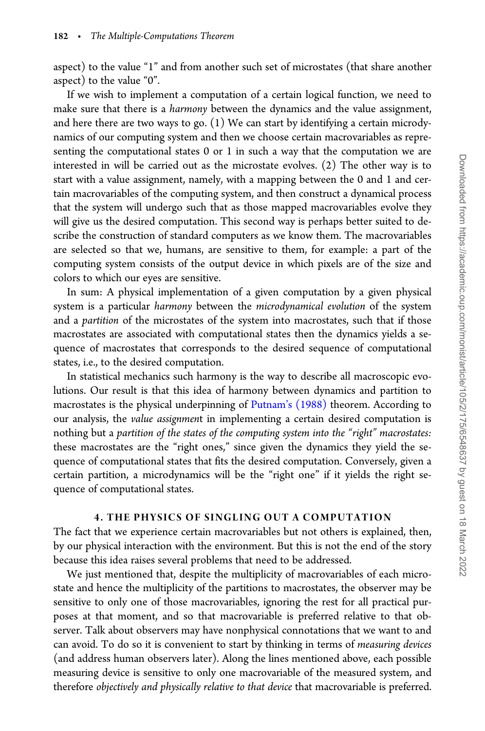aspect) to the value "1" and from another such set of microstates (that share another aspect) to the value "0".

If we wish to implement a computation of a certain logical function, we need to make sure that there is a *harmony* between the dynamics and the value assignment, and here there are two ways to go. (1) We can start by identifying a certain microdynamics of our computing system and then we choose certain macrovariables as representing the computational states 0 or 1 in such a way that the computation we are interested in will be carried out as the microstate evolves. (2) The other way is to start with a value assignment, namely, with a mapping between the 0 and 1 and certain macrovariables of the computing system, and then construct a dynamical process that the system will undergo such that as those mapped macrovariables evolve they will give us the desired computation. This second way is perhaps better suited to describe the construction of standard computers as we know them. The macrovariables are selected so that we, humans, are sensitive to them, for example: a part of the computing system consists of the output device in which pixels are of the size and colors to which our eyes are sensitive.

In sum: A physical implementation of a given computation by a given physical system is a particular *harmony* between the *microdynamical evolution* of the system and a *partition* of the microstates of the system into macrostates, such that if those macrostates are associated with computational states then the dynamics yields a sequence of macrostates that corresponds to the desired sequence of computational states, i.e., to the desired computation.

In statistical mechanics such harmony is the way to describe all macroscopic evolutions. Our result is that this idea of harmony between dynamics and partition to macrostates is the physical underpinning of Putnam's (1988) theorem. According to our analysis, the *value assignment* in implementing a certain desired computation is nothing but a *partition of the states of the computing system into the "right" macrostates:* these macrostates are the "right ones," since given the dynamics they yield the sequence of computational states that fits the desired computation. Conversely, given a certain partition, a microdynamics will be the "right one" if it yields the right sequence of computational states.

## 4. THE PHYSICS OF SINGLING OUT A COMPUTATION

The fact that we experience certain macrovariables but not others is explained, then, by our physical interaction with the environment. But this is not the end of the story because this idea raises several problems that need to be addressed.

We just mentioned that, despite the multiplicity of macrovariables of each microstate and hence the multiplicity of the partitions to macrostates, the observer may be sensitive to only one of those macrovariables, ignoring the rest for all practical purposes at that moment, and so that macrovariable is preferred relative to that observer. Talk about observers may have nonphysical connotations that we want to and can avoid. To do so it is convenient to start by thinking in terms of *measuring devices* (and address human observers later). Along the lines mentioned above, each possible measuring device is sensitive to only one macrovariable of the measured system, and therefore *objectively and physically relative to that device* that macrovariable is preferred.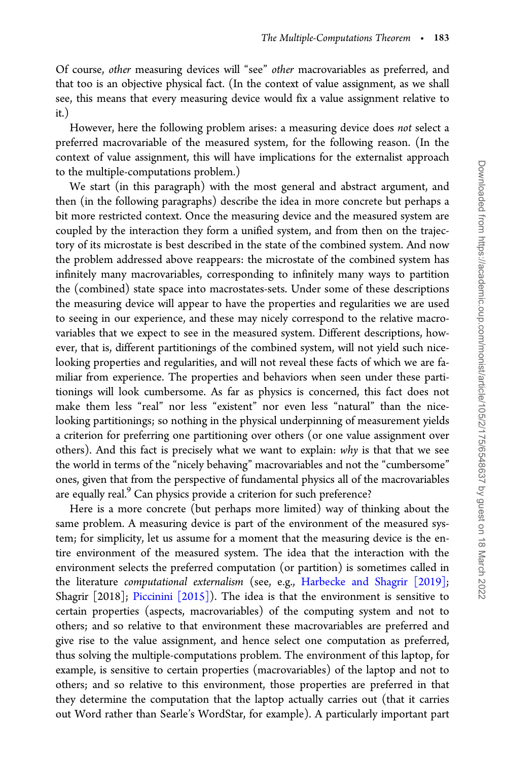Of course, *other* measuring devices will "see" *other* macrovariables as preferred, and that too is an objective physical fact. (In the context of value assignment, as we shall see, this means that every measuring device would fix a value assignment relative to it.)

However, here the following problem arises: a measuring device does *not* select a preferred macrovariable of the measured system, for the following reason. (In the context of value assignment, this will have implications for the externalist approach to the multiple-computations problem.)

We start (in this paragraph) with the most general and abstract argument, and then (in the following paragraphs) describe the idea in more concrete but perhaps a bit more restricted context. Once the measuring device and the measured system are coupled by the interaction they form a unified system, and from then on the trajectory of its microstate is best described in the state of the combined system. And now the problem addressed above reappears: the microstate of the combined system has infinitely many macrovariables, corresponding to infinitely many ways to partition the (combined) state space into macrostates-sets. Under some of these descriptions the measuring device will appear to have the properties and regularities we are used to seeing in our experience, and these may nicely correspond to the relative macrovariables that we expect to see in the measured system. Different descriptions, however, that is, different partitionings of the combined system, will not yield such nice-looking properties and regularities, and will not reveal these facts of which we are familiar from experience. The properties and behaviors when seen under these partitionings will look cumbersome. As far as physics is concerned, this fact does not make them less "real" nor less "existent" nor even less "natural" than the nice-looking partitionings; so nothing in the physical underpinning of measurement yields a criterion for preferring one partitioning over others (or one value assignment over others). And this fact is precisely what we want to explain: *why* is that that we see the world in terms of the "nicely behaving" macrovariables and not the "cumbersome" ones, given that from the perspective of fundamental physics all of the macrovariables are equally real.[9] Can physics provide a criterion for such preference?

Here is a more concrete (but perhaps more limited) way of thinking about the same problem. A measuring device is part of the environment of the measured system; for simplicity, let us assume for a moment that the measuring device is the entire environment of the measured system. The idea that the interaction with the environment selects the preferred computation (or partition) is sometimes called in the literature *computational externalism* (see, e.g., Harbecke and Shagrir [2019]; Shagrir [2018]; Piccinini [2015]). The idea is that the environment is sensitive to certain properties (aspects, macrovariables) of the computing system and not to others; and so relative to that environment these macrovariables are preferred and give rise to the value assignment, and hence select one computation as preferred, thus solving the multiple-computations problem. The environment of this laptop, for example, is sensitive to certain properties (macrovariables) of the laptop and not to others; and so relative to this environment, those properties are preferred in that they determine the computation that the laptop actually carries out (that it carries out Word rather than Searle's WordStar, for example). A particularly important part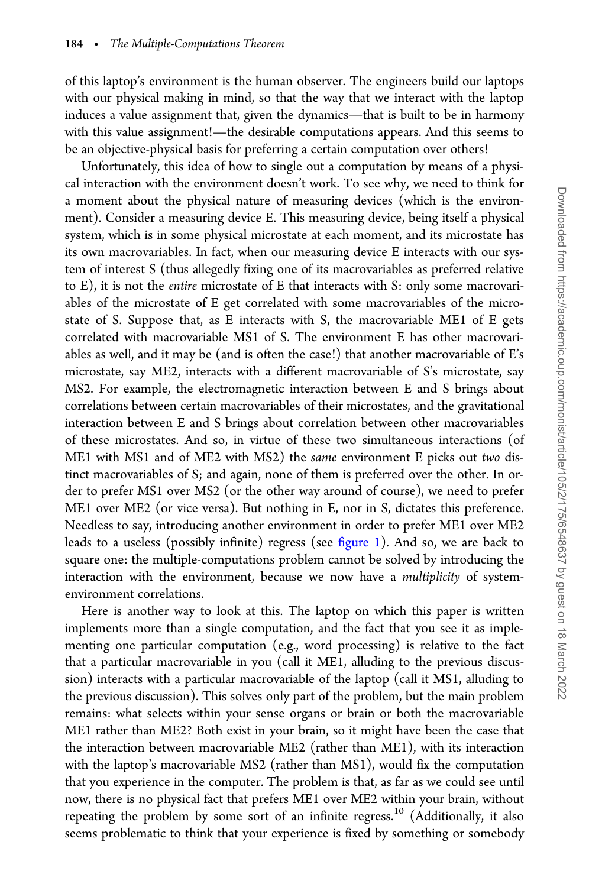of this laptop's environment is the human observer. The engineers build our laptops with our physical making in mind, so that the way that we interact with the laptop induces a value assignment that, given the dynamics—that is built to be in harmony with this value assignment!—the desirable computations appears. And this seems to be an objective-physical basis for preferring a certain computation over others!

Unfortunately, this idea of how to single out a computation by means of a physical interaction with the environment doesn't work. To see why, we need to think for a moment about the physical nature of measuring devices (which is the environment). Consider a measuring device E. This measuring device, being itself a physical system, which is in some physical microstate at each moment, and its microstate has its own macrovariables. In fact, when our measuring device E interacts with our system of interest S (thus allegedly fixing one of its macrovariables as preferred relative to E), it is not the *entire* microstate of E that interacts with S: only some macrovariables of the microstate of E get correlated with some macrovariables of the microstate of S. Suppose that, as E interacts with S, the macrovariable ME1 of E gets correlated with macrovariable MS1 of S. The environment E has other macrovariables as well, and it may be (and is often the case!) that another macrovariable of E's microstate, say ME2, interacts with a different macrovariable of S's microstate, say MS2. For example, the electromagnetic interaction between E and S brings about correlations between certain macrovariables of their microstates, and the gravitational interaction between E and S brings about correlation between other macrovariables of these microstates. And so, in virtue of these two simultaneous interactions (of ME1 with MS1 and of ME2 with MS2) the *same* environment E picks out *two* distinct macrovariables of S; and again, none of them is preferred over the other. In order to prefer MS1 over MS2 (or the other way around of course), we need to prefer ME1 over ME2 (or vice versa). But nothing in E, nor in S, dictates this preference. Needless to say, introducing another environment in order to prefer ME1 over ME2 leads to a useless (possibly infinite) regress (see figure 1). And so, we are back to square one: the multiple-computations problem cannot be solved by introducing the interaction with the environment, because we now have a *multiplicity* of system-environment correlations.

Here is another way to look at this. The laptop on which this paper is written implements more than a single computation, and the fact that you see it as implementing one particular computation (e.g., word processing) is relative to the fact that a particular macrovariable in you (call it ME1, alluding to the previous discussion) interacts with a particular macrovariable of the laptop (call it MS1, alluding to the previous discussion). This solves only part of the problem, but the main problem remains: what selects within your sense organs or brain or both the macrovariable ME1 rather than ME2? Both exist in your brain, so it might have been the case that the interaction between macrovariable ME2 (rather than ME1), with its interaction with the laptop's macrovariable MS2 (rather than MS1), would fix the computation that you experience in the computer. The problem is that, as far as we could see until now, there is no physical fact that prefers ME1 over ME2 within your brain, without repeating the problem by some sort of an infinite regress.[10] (Additionally, it also seems problematic to think that your experience is fixed by something or somebody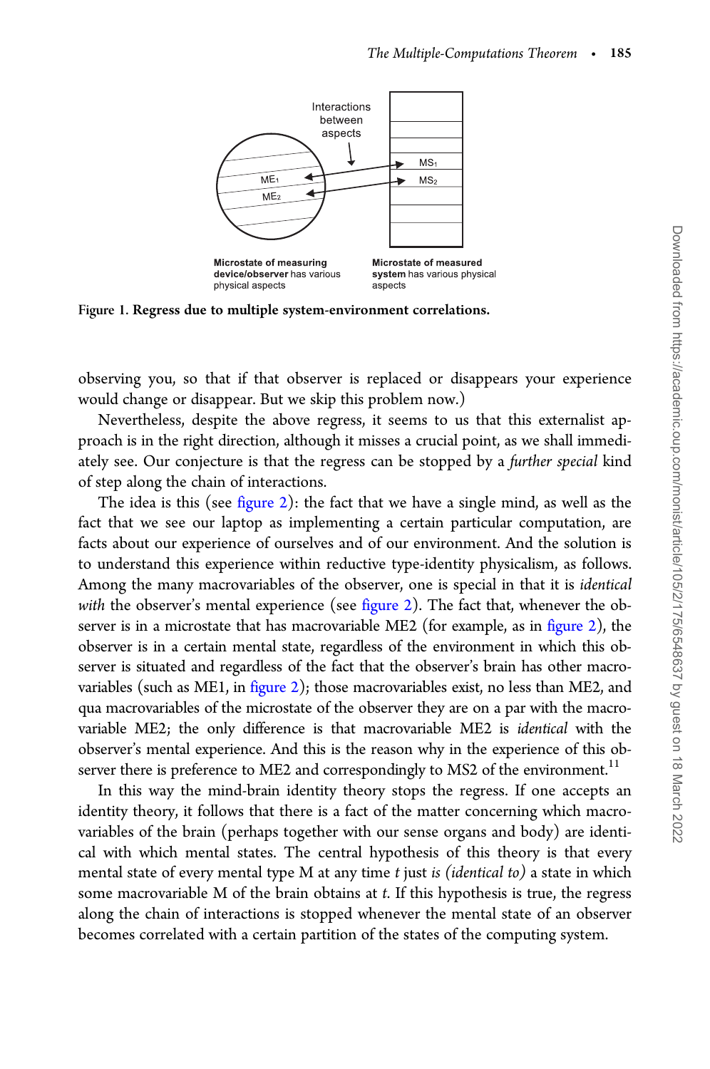Figure 1. Regress due to multiple system-environment correlations.

observing you, so that if that observer is replaced or disappears your experience would change or disappear. But we skip this problem now.)

Nevertheless, despite the above regress, it seems to us that this externalist approach is in the right direction, although it misses a crucial point, as we shall immediately see. Our conjecture is that the regress can be stopped by a *further special* kind of step along the chain of interactions.

The idea is this (see figure 2): the fact that we have a single mind, as well as the fact that we see our laptop as implementing a certain particular computation, are facts about our experience of ourselves and of our environment. And the solution is to understand this experience within reductive type-identity physicalism, as follows. Among the many macrovariables of the observer, one is special in that it is *identical with* the observer's mental experience (see figure 2). The fact that, whenever the observer is in a microstate that has macrovariable ME2 (for example, as in figure 2), the observer is in a certain mental state, regardless of the environment in which this observer is situated and regardless of the fact that the observer's brain has other macrovariables (such as ME1, in figure 2); those macrovariables exist, no less than ME2, and qua macrovariables of the microstate of the observer they are on a par with the macrovariable ME2; the only difference is that macrovariable ME2 is *identical* with the observer's mental experience. And this is the reason why in the experience of this observer there is preference to ME2 and correspondingly to MS2 of the environment.[11]

In this way the mind-brain identity theory stops the regress. If one accepts an identity theory, it follows that there is a fact of the matter concerning which macrovariables of the brain (perhaps together with our sense organs and body) are identical with which mental states. The central hypothesis of this theory is that every mental state of every mental type M at any time *t* just *is (identical to)* a state in which some macrovariable M of the brain obtains at *t*. If this hypothesis is true, the regress along the chain of interactions is stopped whenever the mental state of an observer becomes correlated with a certain partition of the states of the computing system.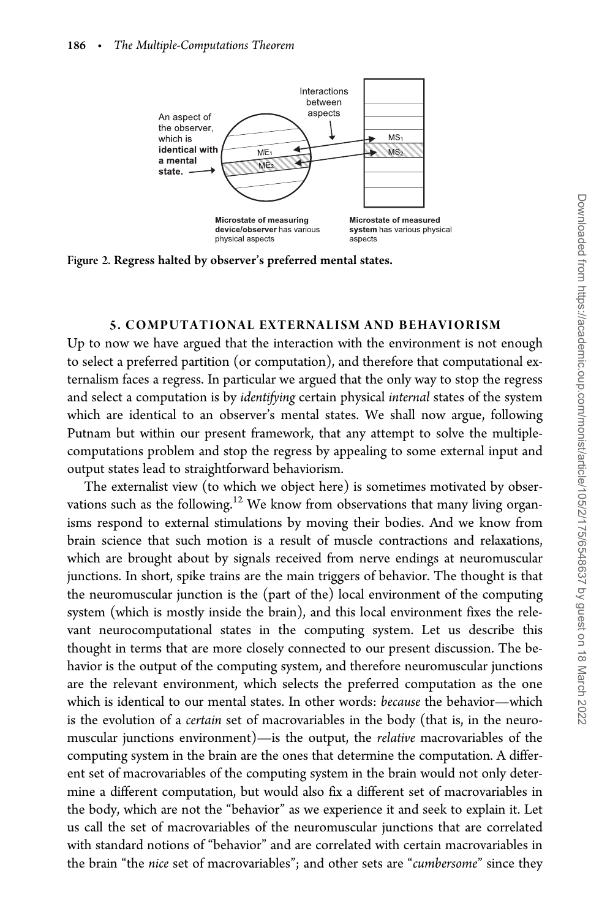Figure 2. **Regress halted by observer's preferred mental states.**

### 5. COMPUTATIONAL EXTERNALISM AND BEHAVIORISM

Up to now we have argued that the interaction with the environment is not enough to select a preferred partition (or computation), and therefore that computational externalism faces a regress. In particular we argued that the only way to stop the regress and select a computation is by *identifying* certain physical *internal* states of the system which are identical to an observer's mental states. We shall now argue, following Putnam but within our present framework, that any attempt to solve the multiple-computations problem and stop the regress by appealing to some external input and output states lead to straightforward behaviorism.

The externalist view (to which we object here) is sometimes motivated by observations such as the following.[12] We know from observations that many living organisms respond to external stimulations by moving their bodies. And we know from brain science that such motion is a result of muscle contractions and relaxations, which are brought about by signals received from nerve endings at neuromuscular junctions. In short, spike trains are the main triggers of behavior. The thought is that the neuromuscular junction is the (part of the) local environment of the computing system (which is mostly inside the brain), and this local environment fixes the relevant neurocomputational states in the computing system. Let us describe this thought in terms that are more closely connected to our present discussion. The behavior is the output of the computing system, and therefore neuromuscular junctions are the relevant environment, which selects the preferred computation as the one which is identical to our mental states. In other words: *because* the behavior—which is the evolution of a *certain* set of macrovariables in the body (that is, in the neuromuscular junctions environment)—is the output, the *relative* macrovariables of the computing system in the brain are the ones that determine the computation. A different set of macrovariables of the computing system in the brain would not only determine a different computation, but would also fix a different set of macrovariables in the body, which are not the "behavior" as we experience it and seek to explain it. Let us call the set of macrovariables of the neuromuscular junctions that are correlated with standard notions of "behavior" and are correlated with certain macrovariables in the brain "the *nice* set of macrovariables"; and other sets are "*cumbersome*" since they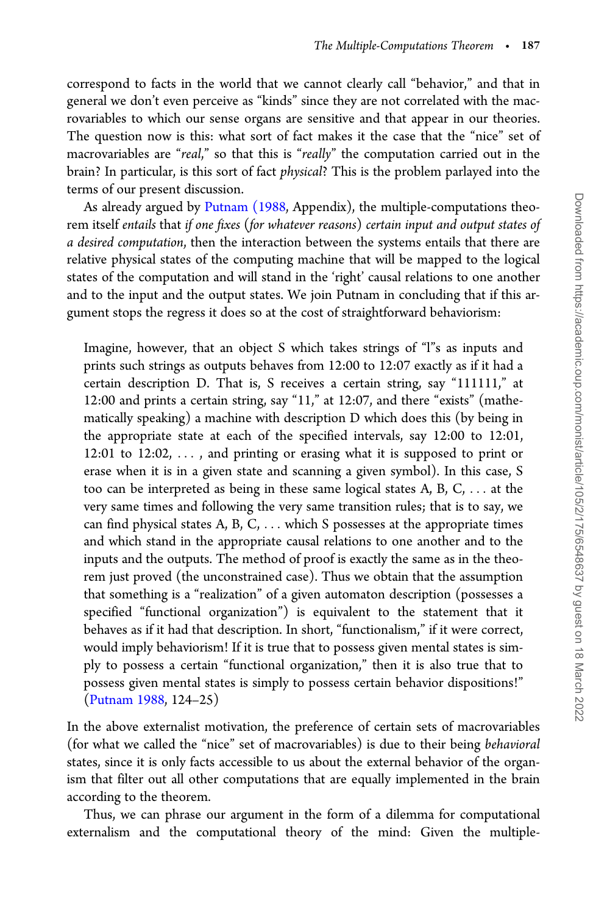correspond to facts in the world that we cannot clearly call "behavior," and that in general we don't even perceive as "kinds" since they are not correlated with the macrovariables to which our sense organs are sensitive and that appear in our theories. The question now is this: what sort of fact makes it the case that the "nice" set of macrovariables are "*real*," so that this is "*really*" the computation carried out in the brain? In particular, is this sort of fact *physical*? This is the problem parlayed into the terms of our present discussion.

As already argued by Putnam (1988, Appendix), the multiple-computations theorem itself *entails* that *if one fixes (for whatever reasons) certain input and output states of a desired computation*, then the interaction between the systems entails that there are relative physical states of the computing machine that will be mapped to the logical states of the computation and will stand in the 'right' causal relations to one another and to the input and the output states. We join Putnam in concluding that if this argument stops the regress it does so at the cost of straightforward behaviorism:

> Imagine, however, that an object S which takes strings of "l"s as inputs and prints such strings as outputs behaves from 12:00 to 12:07 exactly as if it had a certain description D. That is, S receives a certain string, say "111111," at 12:00 and prints a certain string, say "11," at 12:07, and there "exists" (mathematically speaking) a machine with description D which does this (by being in the appropriate state at each of the specified intervals, say 12:00 to 12:01, 12:01 to 12:02, . . . , and printing or erasing what it is supposed to print or erase when it is in a given state and scanning a given symbol). In this case, S too can be interpreted as being in these same logical states A, B, C, . . . at the very same times and following the very same transition rules; that is to say, we can find physical states A, B, C, . . . which S possesses at the appropriate times and which stand in the appropriate causal relations to one another and to the inputs and the outputs. The method of proof is exactly the same as in the theorem just proved (the unconstrained case). Thus we obtain that the assumption that something is a "realization" of a given automaton description (possesses a specified "functional organization") is equivalent to the statement that it behaves as if it had that description. In short, "functionalism," if it were correct, would imply behaviorism! If it is true that to possess given mental states is simply to possess a certain "functional organization," then it is also true that to possess given mental states is simply to possess certain behavior dispositions!" (Putnam 1988, 124–25)

In the above externalist motivation, the preference of certain sets of macrovariables (for what we called the "nice" set of macrovariables) is due to their being *behavioral* states, since it is only facts accessible to us about the external behavior of the organism that filter out all other computations that are equally implemented in the brain according to the theorem.

Thus, we can phrase our argument in the form of a dilemma for computational externalism and the computational theory of the mind: Given the multiple-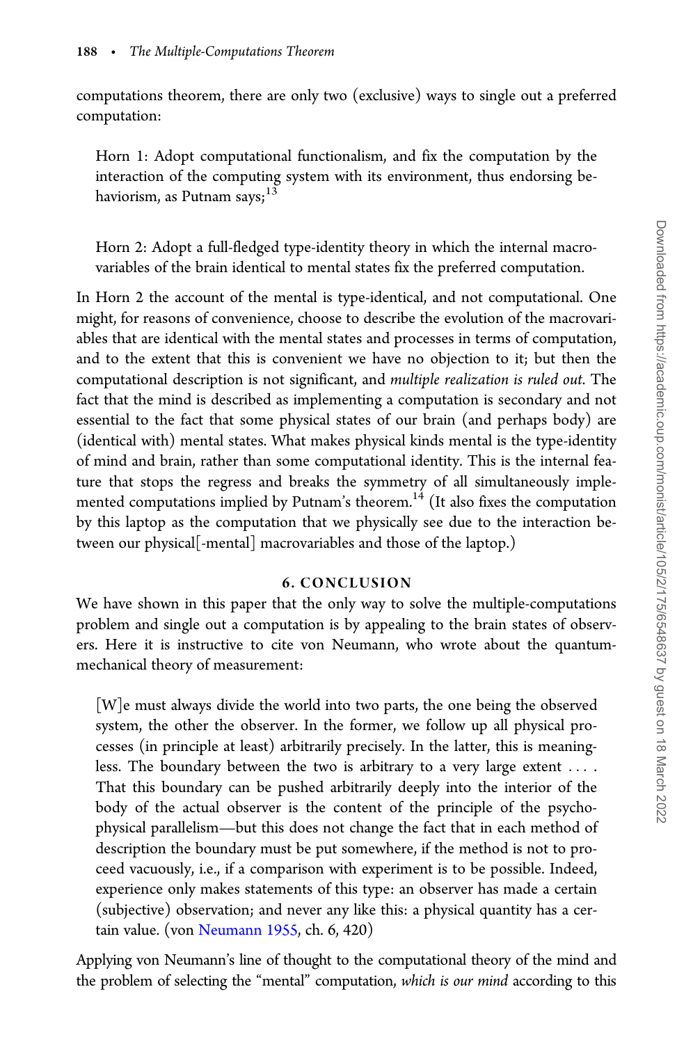computations theorem, there are only two (exclusive) ways to single out a preferred computation:

> Horn 1: Adopt computational functionalism, and fix the computation by the interaction of the computing system with its environment, thus endorsing behaviorism, as Putnam says;[13]

> Horn 2: Adopt a full-fledged type-identity theory in which the internal macrovariables of the brain identical to mental states fix the preferred computation.

In Horn 2 the account of the mental is type-identical, and not computational. One might, for reasons of convenience, choose to describe the evolution of the macrovariables that are identical with the mental states and processes in terms of computation, and to the extent that this is convenient we have no objection to it; but then the computational description is not significant, and *multiple realization is ruled out.* The fact that the mind is described as implementing a computation is secondary and not essential to the fact that some physical states of our brain (and perhaps body) are (identical with) mental states. What makes physical kinds mental is the type-identity of mind and brain, rather than some computational identity. This is the internal feature that stops the regress and breaks the symmetry of all simultaneously implemented computations implied by Putnam's theorem.[14] (It also fixes the computation by this laptop as the computation that we physically see due to the interaction between our physical[-mental] macrovariables and those of the laptop.)

## 6. CONCLUSION

We have shown in this paper that the only way to solve the multiple-computations problem and single out a computation is by appealing to the brain states of observers. Here it is instructive to cite von Neumann, who wrote about the quantum-mechanical theory of measurement:

> [W]e must always divide the world into two parts, the one being the observed system, the other the observer. In the former, we follow up all physical processes (in principle at least) arbitrarily precisely. In the latter, this is meaningless. The boundary between the two is arbitrary to a very large extent . . . . That this boundary can be pushed arbitrarily deeply into the interior of the body of the actual observer is the content of the principle of the psycho-physical parallelism—but this does not change the fact that in each method of description the boundary must be put somewhere, if the method is not to proceed vacuously, i.e., if a comparison with experiment is to be possible. Indeed, experience only makes statements of this type: an observer has made a certain (subjective) observation; and never any like this: a physical quantity has a certain value. (von Neumann 1955, ch. 6, 420)

Applying von Neumann's line of thought to the computational theory of the mind and the problem of selecting the "mental" computation, *which is our mind* according to this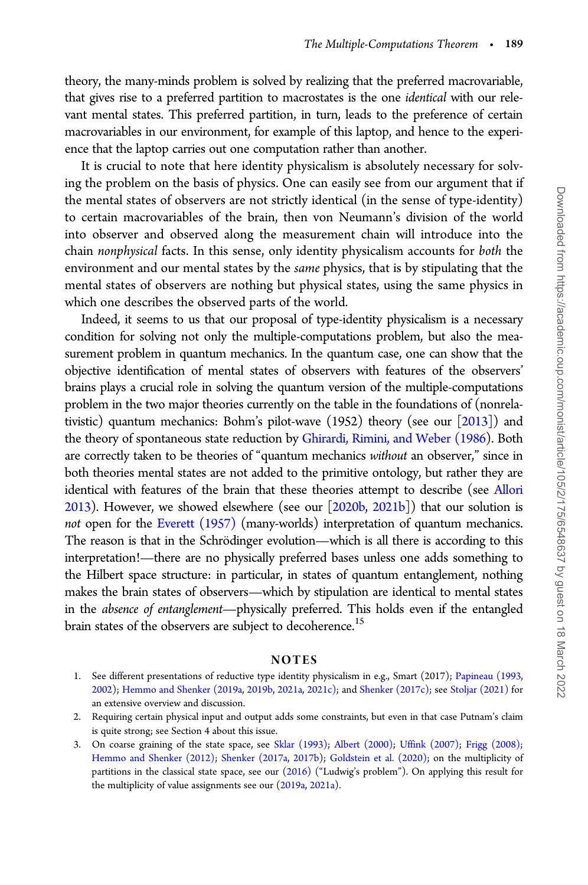theory, the many-minds problem is solved by realizing that the preferred macrovariable, that gives rise to a preferred partition to macrostates is the one *identical* with our relevant mental states. This preferred partition, in turn, leads to the preference of certain macrovariables in our environment, for example of this laptop, and hence to the experience that the laptop carries out one computation rather than another.

It is crucial to note that here identity physicalism is absolutely necessary for solving the problem on the basis of physics. One can easily see from our argument that if the mental states of observers are not strictly identical (in the sense of type-identity) to certain macrovariables of the brain, then von Neumann's division of the world into observer and observed along the measurement chain will introduce into the chain *nonphysical* facts. In this sense, only identity physicalism accounts for *both* the environment and our mental states by the *same* physics, that is by stipulating that the mental states of observers are nothing but physical states, using the same physics in which one describes the observed parts of the world.

Indeed, it seems to us that our proposal of type-identity physicalism is a necessary condition for solving not only the multiple-computations problem, but also the measurement problem in quantum mechanics. In the quantum case, one can show that the objective identification of mental states of observers with features of the observers' brains plays a crucial role in solving the quantum version of the multiple-computations problem in the two major theories currently on the table in the foundations of (nonrelativistic) quantum mechanics: Bohm's pilot-wave (1952) theory (see our [2013]) and the theory of spontaneous state reduction by Ghirardi, Rimini, and Weber (1986). Both are correctly taken to be theories of "quantum mechanics *without* an observer," since in both theories mental states are not added to the primitive ontology, but rather they are identical with features of the brain that these theories attempt to describe (see Allori 2013). However, we showed elsewhere (see our [2020b, 2021b]) that our solution is *not* open for the Everett (1957) (many-worlds) interpretation of quantum mechanics. The reason is that in the Schrödinger evolution—which is all there is according to this interpretation!—there are no physically preferred bases unless one adds something to the Hilbert space structure: in particular, in states of quantum entanglement, nothing makes the brain states of observers—which by stipulation are identical to mental states in the *absence of entanglement*—physically preferred. This holds even if the entangled brain states of the observers are subject to decoherence.[15]

## NOTES

1. See different presentations of reductive type identity physicalism in e.g., Smart (2017); Papineau (1993, 2002); Hemmo and Shenker (2019a, 2019b, 2021a, 2021c); and Shenker (2017c); see Stoljar (2021) for an extensive overview and discussion.
2. Requiring certain physical input and output adds some constraints, but even in that case Putnam's claim is quite strong; see Section 4 about this issue.
3. On coarse graining of the state space, see Sklar (1993); Albert (2000); Uffink (2007); Frigg (2008); Hemmo and Shenker (2012); Shenker (2017a, 2017b); Goldstein et al. (2020); on the multiplicity of partitions in the classical state space, see our (2016) ("Ludwig's problem"). On applying this result for the multiplicity of value assignments see our (2019a, 2021a).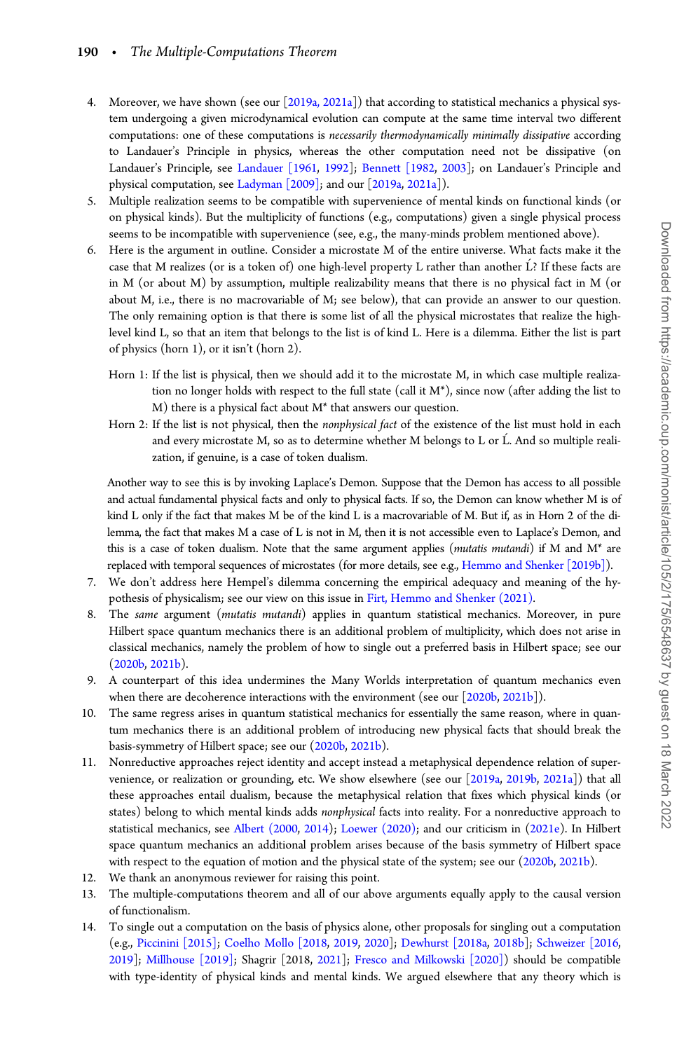4. Moreover, we have shown (see our [2019a, 2021a]) that according to statistical mechanics a physical system undergoing a given microdynamical evolution can compute at the same time interval two different computations: one of these computations is *necessarily thermodynamically minimally dissipative* according to Landauer's Principle in physics, whereas the other computation need not be dissipative (on Landauer's Principle, see Landauer [1961, 1992]; Bennett [1982, 2003]; on Landauer's Principle and physical computation, see Ladyman [2009]; and our [2019a, 2021a]).
5. Multiple realization seems to be compatible with supervenience of mental kinds on functional kinds (or on physical kinds). But the multiplicity of functions (e.g., computations) given a single physical process seems to be incompatible with supervenience (see, e.g., the many-minds problem mentioned above).
6. Here is the argument in outline. Consider a microstate M of the entire universe. What facts make it the case that M realizes (or is a token of) one high-level property L rather than another Ĺ? If these facts are in M (or about M) by assumption, multiple realizability means that there is no physical fact in M (or about M, i.e., there is no macrovariable of M; see below), that can provide an answer to our question. The only remaining option is that there is some list of all the physical microstates that realize the high-level kind L, so that an item that belongs to the list is of kind L. Here is a dilemma. Either the list is part of physics (horn 1), or it isn't (horn 2).

   Horn 1: If the list is physical, then we should add it to the microstate M, in which case multiple realization no longer holds with respect to the full state (call it M*), since now (after adding the list to M) there is a physical fact about M* that answers our question.

   Horn 2: If the list is not physical, then the *nonphysical fact* of the existence of the list must hold in each and every microstate M, so as to determine whether M belongs to L or Ĺ. And so multiple realization, if genuine, is a case of token dualism.

   Another way to see this is by invoking Laplace's Demon. Suppose that the Demon has access to all possible and actual fundamental physical facts and only to physical facts. If so, the Demon can know whether M is of kind L only if the fact that makes M be of the kind L is a macrovariable of M. But if, as in Horn 2 of the dilemma, the fact that makes M a case of L is not in M, then it is not accessible even to Laplace's Demon, and this is a case of token dualism. Note that the same argument applies (*mutatis mutandi*) if M and M* are replaced with temporal sequences of microstates (for more details, see e.g., Hemmo and Shenker [2019b]).
7. We don't address here Hempel's dilemma concerning the empirical adequacy and meaning of the hypothesis of physicalism; see our view on this issue in Firt, Hemmo and Shenker (2021).
8. The *same* argument (*mutatis mutandi*) applies in quantum statistical mechanics. Moreover, in pure Hilbert space quantum mechanics there is an additional problem of multiplicity, which does not arise in classical mechanics, namely the problem of how to single out a preferred basis in Hilbert space; see our (2020b, 2021b).
9. A counterpart of this idea undermines the Many Worlds interpretation of quantum mechanics even when there are decoherence interactions with the environment (see our [2020b, 2021b]).
10. The same regress arises in quantum statistical mechanics for essentially the same reason, where in quantum mechanics there is an additional problem of introducing new physical facts that should break the basis-symmetry of Hilbert space; see our (2020b, 2021b).
11. Nonreductive approaches reject identity and accept instead a metaphysical dependence relation of supervenience, or realization or grounding, etc. We show elsewhere (see our [2019a, 2019b, 2021a]) that all these approaches entail dualism, because the metaphysical relation that fixes which physical kinds (or states) belong to which mental kinds adds *nonphysical* facts into reality. For a nonreductive approach to statistical mechanics, see Albert (2000, 2014); Loewer (2020); and our criticism in (2021e). In Hilbert space quantum mechanics an additional problem arises because of the basis symmetry of Hilbert space with respect to the equation of motion and the physical state of the system; see our (2020b, 2021b).
12. We thank an anonymous reviewer for raising this point.
13. The multiple-computations theorem and all of our above arguments equally apply to the causal version of functionalism.
14. To single out a computation on the basis of physics alone, other proposals for singling out a computation (e.g., Piccinini [2015]; Coelho Mollo [2018, 2019, 2020]; Dewhurst [2018a, 2018b]; Schweizer [2016, 2019]; Millhouse [2019]; Shagrir [2018, 2021]; Fresco and Milkowski [2020]) should be compatible with type-identity of physical kinds and mental kinds. We argued elsewhere that any theory which is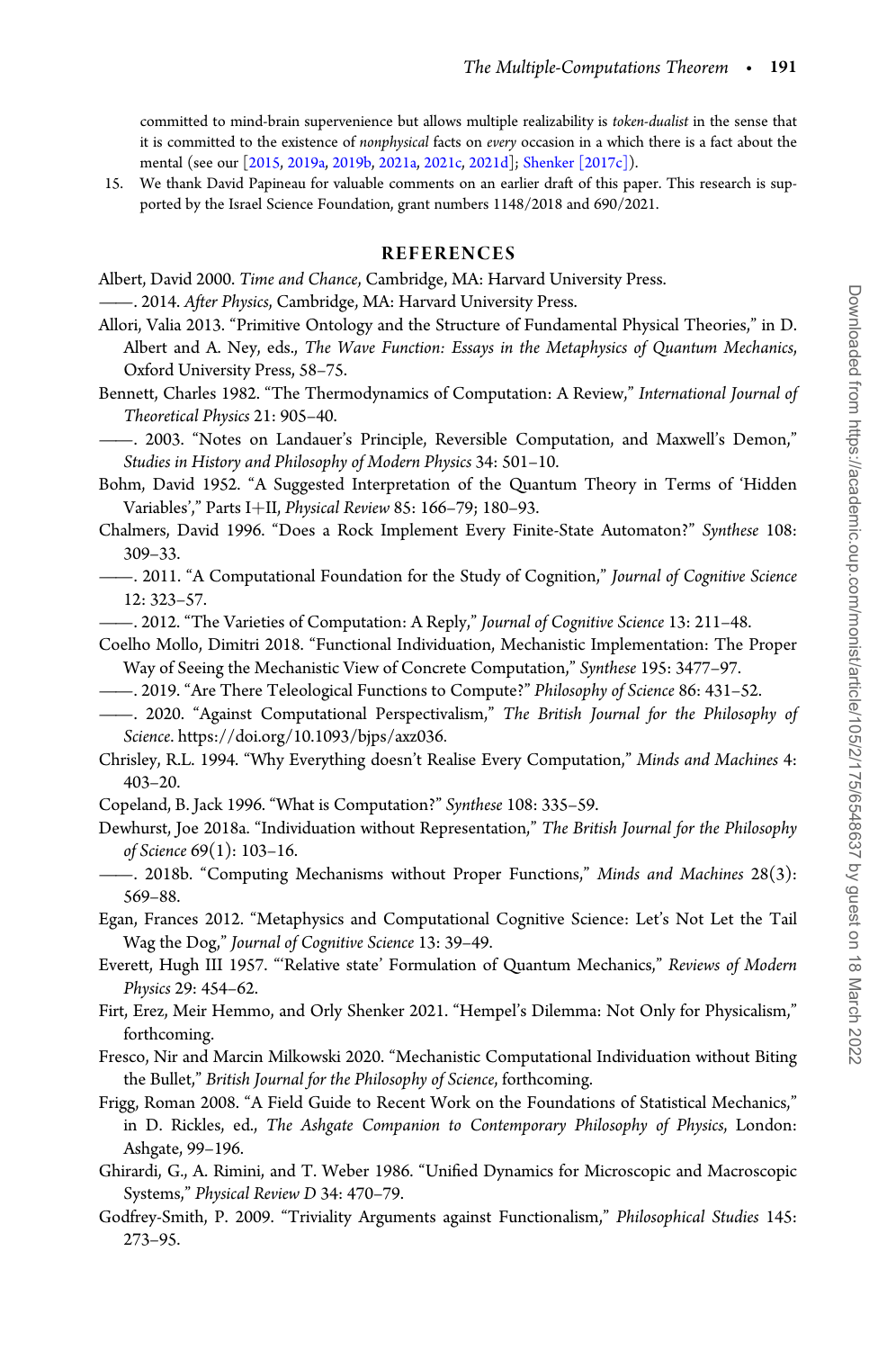committed to mind-brain supervenience but allows multiple realizability is *token-dualist* in the sense that it is committed to the existence of *nonphysical* facts on *every* occasion in a which there is a fact about the mental (see our [2015, 2019a, 2019b, 2021a, 2021c, 2021d]; Shenker [2017c]).

15. We thank David Papineau for valuable comments on an earlier draft of this paper. This research is supported by the Israel Science Foundation, grant numbers 1148/2018 and 690/2021.

## REFERENCES

Albert, David 2000. *Time and Chance*, Cambridge, MA: Harvard University Press.

——. 2014. *After Physics*, Cambridge, MA: Harvard University Press.

Allori, Valia 2013. "Primitive Ontology and the Structure of Fundamental Physical Theories," in D. Albert and A. Ney, eds., *The Wave Function: Essays in the Metaphysics of Quantum Mechanics*, Oxford University Press, 58–75.

Bennett, Charles 1982. "The Thermodynamics of Computation: A Review," *International Journal of Theoretical Physics* 21: 905–40.

——. 2003. "Notes on Landauer's Principle, Reversible Computation, and Maxwell's Demon," *Studies in History and Philosophy of Modern Physics* 34: 501–10.

Bohm, David 1952. "A Suggested Interpretation of the Quantum Theory in Terms of 'Hidden Variables'," Parts I+II, *Physical Review* 85: 166–79; 180–93.

Chalmers, David 1996. "Does a Rock Implement Every Finite-State Automaton?" *Synthese* 108: 309–33.

——. 2011. "A Computational Foundation for the Study of Cognition," *Journal of Cognitive Science* 12: 323–57.

——. 2012. "The Varieties of Computation: A Reply," *Journal of Cognitive Science* 13: 211–48.

Coelho Mollo, Dimitri 2018. "Functional Individuation, Mechanistic Implementation: The Proper Way of Seeing the Mechanistic View of Concrete Computation," *Synthese* 195: 3477–97.

——. 2019. "Are There Teleological Functions to Compute?" *Philosophy of Science* 86: 431–52.

——. 2020. "Against Computational Perspectivalism," *The British Journal for the Philosophy of Science*. https://doi.org/10.1093/bjps/axz036.

Chrisley, R.L. 1994. "Why Everything doesn't Realise Every Computation," *Minds and Machines* 4: 403–20.

Copeland, B. Jack 1996. "What is Computation?" *Synthese* 108: 335–59.

Dewhurst, Joe 2018a. "Individuation without Representation," *The British Journal for the Philosophy of Science* 69(1): 103–16.

——. 2018b. "Computing Mechanisms without Proper Functions," *Minds and Machines* 28(3): 569–88.

Egan, Frances 2012. "Metaphysics and Computational Cognitive Science: Let's Not Let the Tail Wag the Dog," *Journal of Cognitive Science* 13: 39–49.

Everett, Hugh III 1957. "'Relative state' Formulation of Quantum Mechanics," *Reviews of Modern Physics* 29: 454–62.

Firt, Erez, Meir Hemmo, and Orly Shenker 2021. "Hempel's Dilemma: Not Only for Physicalism," forthcoming.

Fresco, Nir and Marcin Milkowski 2020. "Mechanistic Computational Individuation without Biting the Bullet," *British Journal for the Philosophy of Science*, forthcoming.

Frigg, Roman 2008. "A Field Guide to Recent Work on the Foundations of Statistical Mechanics," in D. Rickles, ed., *The Ashgate Companion to Contemporary Philosophy of Physics*, London: Ashgate, 99–196.

Ghirardi, G., A. Rimini, and T. Weber 1986. "Unified Dynamics for Microscopic and Macroscopic Systems," *Physical Review D* 34: 470–79.

Godfrey-Smith, P. 2009. "Triviality Arguments against Functionalism," *Philosophical Studies* 145: 273–95.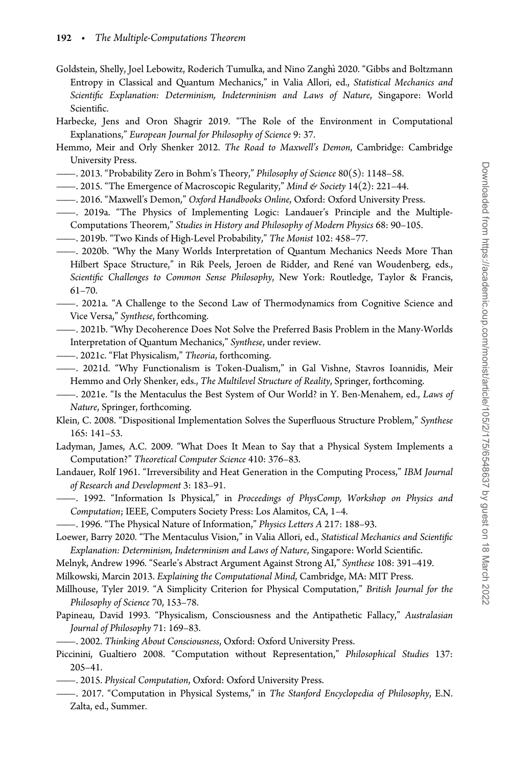Goldstein, Shelly, Joel Lebowitz, Roderich Tumulka, and Nino Zanghì 2020. "Gibbs and Boltzmann Entropy in Classical and Quantum Mechanics," in Valia Allori, ed., *Statistical Mechanics and Scientific Explanation: Determinism, Indeterminism and Laws of Nature*, Singapore: World Scientific.

Harbecke, Jens and Oron Shagrir 2019. "The Role of the Environment in Computational Explanations," *European Journal for Philosophy of Science* 9: 37.

Hemmo, Meir and Orly Shenker 2012. *The Road to Maxwell's Demon*, Cambridge: Cambridge University Press.

——. 2013. "Probability Zero in Bohm's Theory," *Philosophy of Science* 80(5): 1148–58.

——. 2015. "The Emergence of Macroscopic Regularity," *Mind & Society* 14(2): 221–44.

——. 2016. "Maxwell's Demon," *Oxford Handbooks Online*, Oxford: Oxford University Press.

——. 2019a. "The Physics of Implementing Logic: Landauer's Principle and the Multiple-Computations Theorem," *Studies in History and Philosophy of Modern Physics* 68: 90–105.

——. 2019b. "Two Kinds of High-Level Probability," *The Monist* 102: 458–77.

——. 2020b. "Why the Many Worlds Interpretation of Quantum Mechanics Needs More Than Hilbert Space Structure," in Rik Peels, Jeroen de Ridder, and René van Woudenberg, eds., *Scientific Challenges to Common Sense Philosophy*, New York: Routledge, Taylor & Francis, 61–70.

——. 2021a. "A Challenge to the Second Law of Thermodynamics from Cognitive Science and Vice Versa," *Synthese*, forthcoming.

——. 2021b. "Why Decoherence Does Not Solve the Preferred Basis Problem in the Many-Worlds Interpretation of Quantum Mechanics," *Synthese*, under review.

——. 2021c. "Flat Physicalism," *Theoria*, forthcoming.

——. 2021d. "Why Functionalism is Token-Dualism," in Gal Vishne, Stavros Ioannidis, Meir Hemmo and Orly Shenker, eds., *The Multilevel Structure of Reality*, Springer, forthcoming.

——. 2021e. "Is the Mentaculus the Best System of Our World? in Y. Ben-Menahem, ed., *Laws of Nature*, Springer, forthcoming.

Klein, C. 2008. "Dispositional Implementation Solves the Superfluous Structure Problem," *Synthese* 165: 141–53.

Ladyman, James, A.C. 2009. "What Does It Mean to Say that a Physical System Implements a Computation?" *Theoretical Computer Science* 410: 376–83.

Landauer, Rolf 1961. "Irreversibility and Heat Generation in the Computing Process," *IBM Journal of Research and Development* 3: 183–91.

——. 1992. "Information Is Physical," in *Proceedings of PhysComp, Workshop on Physics and Computation*; IEEE, Computers Society Press: Los Alamitos, CA, 1–4.

——. 1996. "The Physical Nature of Information," *Physics Letters A* 217: 188–93.

Loewer, Barry 2020. "The Mentaculus Vision," in Valia Allori, ed., *Statistical Mechanics and Scientific Explanation: Determinism, Indeterminism and Laws of Nature*, Singapore: World Scientific.

Melnyk, Andrew 1996. "Searle's Abstract Argument Against Strong AI," *Synthese* 108: 391–419.

Milkowski, Marcin 2013. *Explaining the Computational Mind*, Cambridge, MA: MIT Press.

Millhouse, Tyler 2019. "A Simplicity Criterion for Physical Computation," *British Journal for the Philosophy of Science* 70, 153–78.

Papineau, David 1993. "Physicalism, Consciousness and the Antipathetic Fallacy," *Australasian Journal of Philosophy* 71: 169–83.

——. 2002. *Thinking About Consciousness*, Oxford: Oxford University Press.

Piccinini, Gualtiero 2008. "Computation without Representation," *Philosophical Studies* 137: 205–41.

——. 2015. *Physical Computation*, Oxford: Oxford University Press.

——. 2017. "Computation in Physical Systems," in *The Stanford Encyclopedia of Philosophy*, E.N. Zalta, ed., Summer.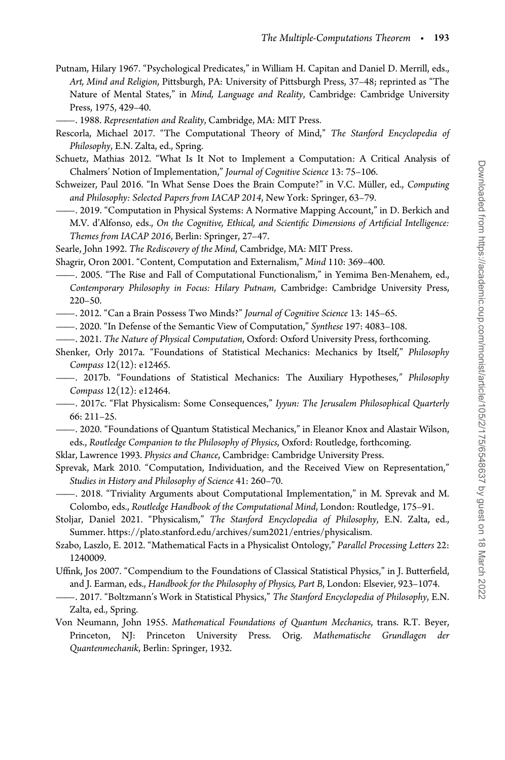Putnam, Hilary 1967. “Psychological Predicates,” in William H. Capitan and Daniel D. Merrill, eds., *Art, Mind and Religion*, Pittsburgh, PA: University of Pittsburgh Press, 37–48; reprinted as “The Nature of Mental States,” in *Mind, Language and Reality*, Cambridge: Cambridge University Press, 1975, 429–40.

——. 1988. *Representation and Reality*, Cambridge, MA: MIT Press.

Rescorla, Michael 2017. “The Computational Theory of Mind,” *The Stanford Encyclopedia of Philosophy*, E.N. Zalta, ed., Spring.

Schuetz, Mathias 2012. “What Is It Not to Implement a Computation: A Critical Analysis of Chalmers’ Notion of Implementation,” *Journal of Cognitive Science* 13: 75–106.

Schweizer, Paul 2016. “In What Sense Does the Brain Compute?” in V.C. Müller, ed., *Computing and Philosophy: Selected Papers from IACAP 2014*, New York: Springer, 63–79.

——. 2019. “Computation in Physical Systems: A Normative Mapping Account,” in D. Berkich and M.V. d’Alfonso, eds., *On the Cognitive, Ethical, and Scientific Dimensions of Artificial Intelligence: Themes from IACAP 2016*, Berlin: Springer, 27–47.

Searle, John 1992. *The Rediscovery of the Mind*, Cambridge, MA: MIT Press.

Shagrir, Oron 2001. “Content, Computation and Externalism,” *Mind* 110: 369–400.

——. 2005. “The Rise and Fall of Computational Functionalism,” in Yemima Ben-Menahem, ed., *Contemporary Philosophy in Focus: Hilary Putnam*, Cambridge: Cambridge University Press, 220–50.

——. 2012. “Can a Brain Possess Two Minds?” *Journal of Cognitive Science* 13: 145–65.

——. 2020. “In Defense of the Semantic View of Computation,” *Synthese* 197: 4083–108.

——. 2021. *The Nature of Physical Computation*, Oxford: Oxford University Press, forthcoming.

Shenker, Orly 2017a. “Foundations of Statistical Mechanics: Mechanics by Itself,” *Philosophy Compass* 12(12): e12465.

——. 2017b. “Foundations of Statistical Mechanics: The Auxiliary Hypotheses,” *Philosophy Compass* 12(12): e12464.

——. 2017c. “Flat Physicalism: Some Consequences,” *Iyyun: The Jerusalem Philosophical Quarterly* 66: 211–25.

——. 2020. “Foundations of Quantum Statistical Mechanics,” in Eleanor Knox and Alastair Wilson, eds., *Routledge Companion to the Philosophy of Physics*, Oxford: Routledge, forthcoming.

Sklar, Lawrence 1993. *Physics and Chance*, Cambridge: Cambridge University Press.

Sprevak, Mark 2010. “Computation, Individuation, and the Received View on Representation,” *Studies in History and Philosophy of Science* 41: 260–70.

——. 2018. “Triviality Arguments about Computational Implementation,” in M. Sprevak and M. Colombo, eds., *Routledge Handbook of the Computational Mind*, London: Routledge, 175–91.

Stoljar, Daniel 2021. “Physicalism,” *The Stanford Encyclopedia of Philosophy*, E.N. Zalta, ed., Summer. https://plato.stanford.edu/archives/sum2021/entries/physicalism.

Szabo, Laszlo, E. 2012. “Mathematical Facts in a Physicalist Ontology,” *Parallel Processing Letters* 22: 1240009.

Uffink, Jos 2007. “Compendium to the Foundations of Classical Statistical Physics,” in J. Butterfield, and J. Earman, eds., *Handbook for the Philosophy of Physics, Part B*, London: Elsevier, 923–1074.

——. 2017. “Boltzmann’s Work in Statistical Physics,” *The Stanford Encyclopedia of Philosophy*, E.N. Zalta, ed., Spring.

Von Neumann, John 1955. *Mathematical Foundations of Quantum Mechanics*, trans. R.T. Beyer, Princeton, NJ: Princeton University Press. Orig. *Mathematische Grundlagen der Quantenmechanik*, Berlin: Springer, 1932.